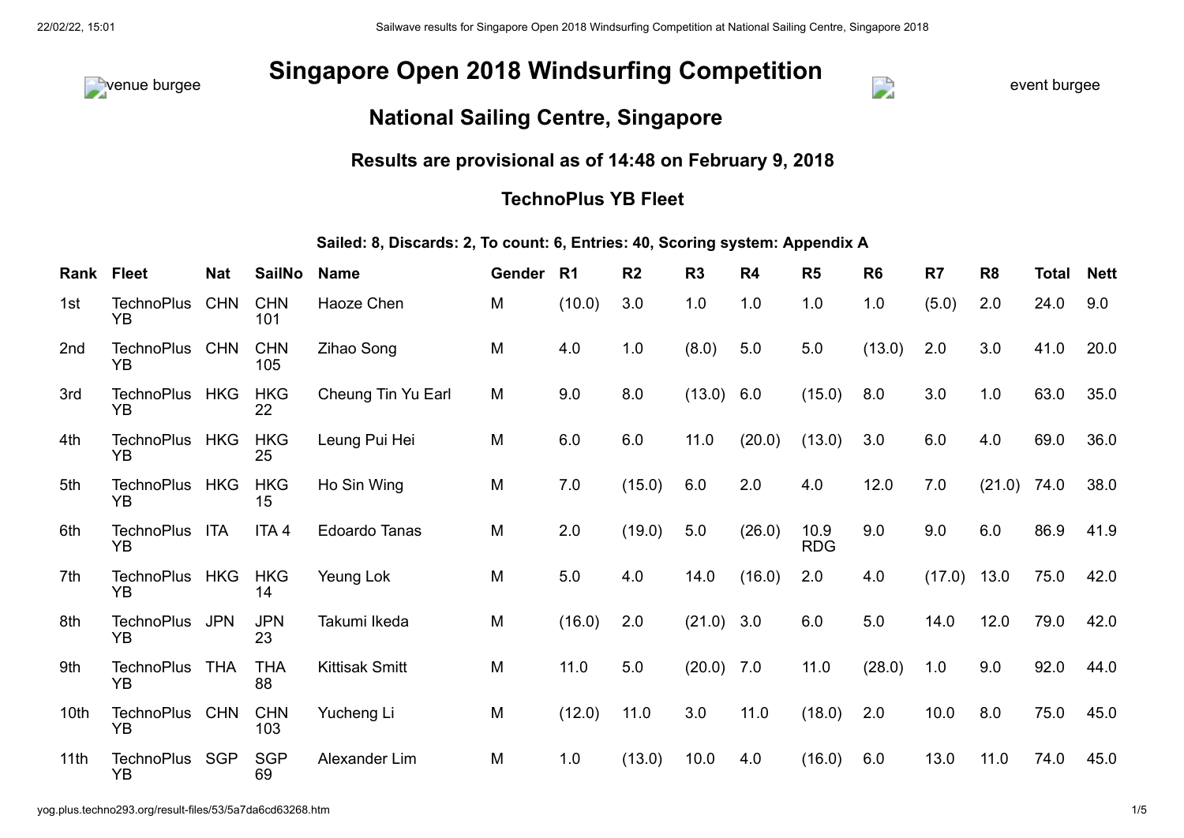# Singapore Open 2018 Windsurfing Competition

## National Sailing Centre, Singapore

### Results are provisional as of 14:48 on February 9, 2018

### TechnoPlus YB Fleet

**Sailed: 8, Discards: 2, To count: 6, Entries: 40, Scoring system: Appendix A**

| Rank | Fleet | Nat | SailNo | Name | Gender | R1 | R2 | R3 | R4 | R5 | R6 | R7 | R8 | Total | Nett |
|---|---|---|---|---|---|---|---|---|---|---|---|---|---|---|---|
| 1st | TechnoPlus YB | CHN | CHN 101 | Haoze Chen | M | (10.0) | 3.0 | 1.0 | 1.0 | 1.0 | 1.0 | (5.0) | 2.0 | 24.0 | 9.0 |
| 2nd | TechnoPlus YB | CHN | CHN 105 | Zihao Song | M | 4.0 | 1.0 | (8.0) | 5.0 | 5.0 | (13.0) | 2.0 | 3.0 | 41.0 | 20.0 |
| 3rd | TechnoPlus YB | HKG | HKG 22 | Cheung Tin Yu Earl | M | 9.0 | 8.0 | (13.0) | 6.0 | (15.0) | 8.0 | 3.0 | 1.0 | 63.0 | 35.0 |
| 4th | TechnoPlus YB | HKG | HKG 25 | Leung Pui Hei | M | 6.0 | 6.0 | 11.0 | (20.0) | (13.0) | 3.0 | 6.0 | 4.0 | 69.0 | 36.0 |
| 5th | TechnoPlus YB | HKG | HKG 15 | Ho Sin Wing | M | 7.0 | (15.0) | 6.0 | 2.0 | 4.0 | 12.0 | 7.0 | (21.0) | 74.0 | 38.0 |
| 6th | TechnoPlus YB | ITA | ITA 4 | Edoardo Tanas | M | 2.0 | (19.0) | 5.0 | (26.0) | 10.9 RDG | 9.0 | 9.0 | 6.0 | 86.9 | 41.9 |
| 7th | TechnoPlus YB | HKG | HKG 14 | Yeung Lok | M | 5.0 | 4.0 | 14.0 | (16.0) | 2.0 | 4.0 | (17.0) | 13.0 | 75.0 | 42.0 |
| 8th | TechnoPlus YB | JPN | JPN 23 | Takumi Ikeda | M | (16.0) | 2.0 | (21.0) | 3.0 | 6.0 | 5.0 | 14.0 | 12.0 | 79.0 | 42.0 |
| 9th | TechnoPlus YB | THA | THA 88 | Kittisak Smitt | M | 11.0 | 5.0 | (20.0) | 7.0 | 11.0 | (28.0) | 1.0 | 9.0 | 92.0 | 44.0 |
| 10th | TechnoPlus YB | CHN | CHN 103 | Yucheng Li | M | (12.0) | 11.0 | 3.0 | 11.0 | (18.0) | 2.0 | 10.0 | 8.0 | 75.0 | 45.0 |
| 11th | TechnoPlus YB | SGP | SGP 69 | Alexander Lim | M | 1.0 | (13.0) | 10.0 | 4.0 | (16.0) | 6.0 | 13.0 | 11.0 | 74.0 | 45.0 |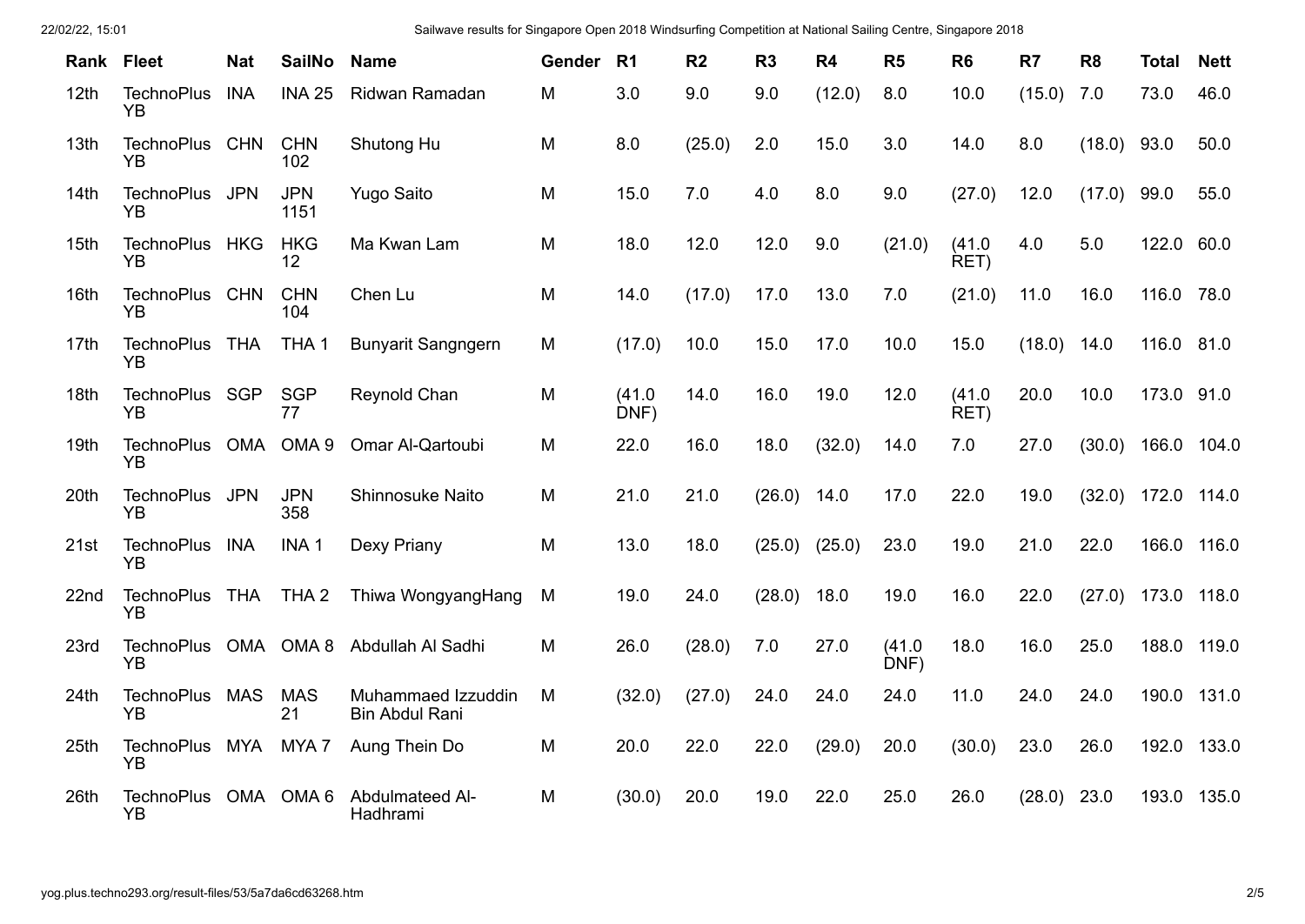| Rank | Fleet | Nat | SailNo | Name | Gender | R1 | R2 | R3 | R4 | R5 | R6 | R7 | R8 | Total | Nett |
|---|---|---|---|---|---|---|---|---|---|---|---|---|---|---|---|
| 12th | TechnoPlus YB | INA | INA 25 | Ridwan Ramadan | M | 3.0 | 9.0 | 9.0 | (12.0) | 8.0 | 10.0 | (15.0) | 7.0 | 73.0 | 46.0 |
| 13th | TechnoPlus YB | CHN | CHN 102 | Shutong Hu | M | 8.0 | (25.0) | 2.0 | 15.0 | 3.0 | 14.0 | 8.0 | (18.0) | 93.0 | 50.0 |
| 14th | TechnoPlus YB | JPN | JPN 1151 | Yugo Saito | M | 15.0 | 7.0 | 4.0 | 8.0 | 9.0 | (27.0) | 12.0 | (17.0) | 99.0 | 55.0 |
| 15th | TechnoPlus YB | HKG | HKG 12 | Ma Kwan Lam | M | 18.0 | 12.0 | 12.0 | 9.0 | (21.0) | (41.0 RET) | 4.0 | 5.0 | 122.0 | 60.0 |
| 16th | TechnoPlus YB | CHN | CHN 104 | Chen Lu | M | 14.0 | (17.0) | 17.0 | 13.0 | 7.0 | (21.0) | 11.0 | 16.0 | 116.0 | 78.0 |
| 17th | TechnoPlus YB | THA | THA 1 | Bunyarit Sangngern | M | (17.0) | 10.0 | 15.0 | 17.0 | 10.0 | 15.0 | (18.0) | 14.0 | 116.0 | 81.0 |
| 18th | TechnoPlus YB | SGP | SGP 77 | Reynold Chan | M | (41.0 DNF) | 14.0 | 16.0 | 19.0 | 12.0 | (41.0 RET) | 20.0 | 10.0 | 173.0 | 91.0 |
| 19th | TechnoPlus YB | OMA | OMA 9 | Omar Al-Qartoubi | M | 22.0 | 16.0 | 18.0 | (32.0) | 14.0 | 7.0 | 27.0 | (30.0) | 166.0 | 104.0 |
| 20th | TechnoPlus YB | JPN | JPN 358 | Shinnosuke Naito | M | 21.0 | 21.0 | (26.0) | 14.0 | 17.0 | 22.0 | 19.0 | (32.0) | 172.0 | 114.0 |
| 21st | TechnoPlus YB | INA | INA 1 | Dexy Priany | M | 13.0 | 18.0 | (25.0) | (25.0) | 23.0 | 19.0 | 21.0 | 22.0 | 166.0 | 116.0 |
| 22nd | TechnoPlus YB | THA | THA 2 | Thiwa WongyangHang | M | 19.0 | 24.0 | (28.0) | 18.0 | 19.0 | 16.0 | 22.0 | (27.0) | 173.0 | 118.0 |
| 23rd | TechnoPlus YB | OMA | OMA 8 | Abdullah Al Sadhi | M | 26.0 | (28.0) | 7.0 | 27.0 | (41.0 DNF) | 18.0 | 16.0 | 25.0 | 188.0 | 119.0 |
| 24th | TechnoPlus YB | MAS | MAS 21 | Muhammaed Izzuddin Bin Abdul Rani | M | (32.0) | (27.0) | 24.0 | 24.0 | 24.0 | 11.0 | 24.0 | 24.0 | 190.0 | 131.0 |
| 25th | TechnoPlus YB | MYA | MYA 7 | Aung Thein Do | M | 20.0 | 22.0 | 22.0 | (29.0) | 20.0 | (30.0) | 23.0 | 26.0 | 192.0 | 133.0 |
| 26th | TechnoPlus YB | OMA | OMA 6 | Abdulmateed Al-Hadhrami | M | (30.0) | 20.0 | 19.0 | 22.0 | 25.0 | 26.0 | (28.0) | 23.0 | 193.0 | 135.0 |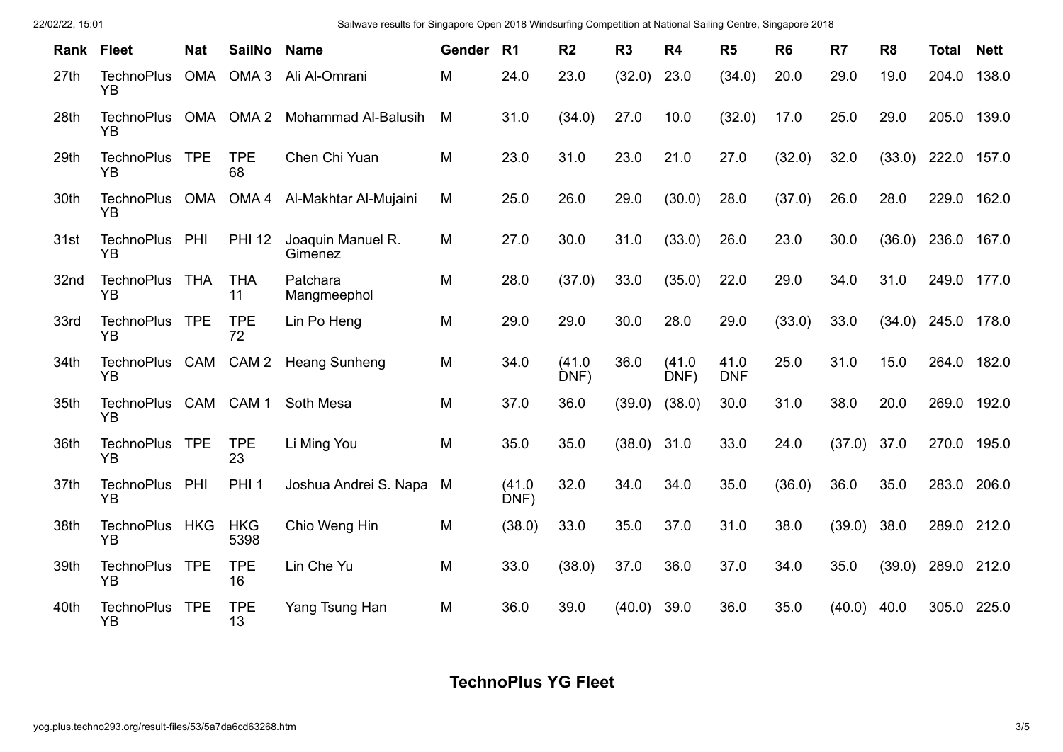| Rank | Fleet | Nat | SailNo | Name | Gender | R1 | R2 | R3 | R4 | R5 | R6 | R7 | R8 | Total | Nett |
|---|---|---|---|---|---|---|---|---|---|---|---|---|---|---|---|
| 27th | TechnoPlus YB | OMA | OMA 3 | Ali Al-Omrani | M | 24.0 | 23.0 | (32.0) | 23.0 | (34.0) | 20.0 | 29.0 | 19.0 | 204.0 | 138.0 |
| 28th | TechnoPlus YB | OMA | OMA 2 | Mohammad Al-Balusih | M | 31.0 | (34.0) | 27.0 | 10.0 | (32.0) | 17.0 | 25.0 | 29.0 | 205.0 | 139.0 |
| 29th | TechnoPlus YB | TPE | TPE 68 | Chen Chi Yuan | M | 23.0 | 31.0 | 23.0 | 21.0 | 27.0 | (32.0) | 32.0 | (33.0) | 222.0 | 157.0 |
| 30th | TechnoPlus YB | OMA | OMA 4 | Al-Makhtar Al-Mujaini | M | 25.0 | 26.0 | 29.0 | (30.0) | 28.0 | (37.0) | 26.0 | 28.0 | 229.0 | 162.0 |
| 31st | TechnoPlus YB | PHI | PHI 12 | Joaquin Manuel R. Gimenez | M | 27.0 | 30.0 | 31.0 | (33.0) | 26.0 | 23.0 | 30.0 | (36.0) | 236.0 | 167.0 |
| 32nd | TechnoPlus YB | THA | THA 11 | Patchara Mangmeephol | M | 28.0 | (37.0) | 33.0 | (35.0) | 22.0 | 29.0 | 34.0 | 31.0 | 249.0 | 177.0 |
| 33rd | TechnoPlus YB | TPE | TPE 72 | Lin Po Heng | M | 29.0 | 29.0 | 30.0 | 28.0 | 29.0 | (33.0) | 33.0 | (34.0) | 245.0 | 178.0 |
| 34th | TechnoPlus YB | CAM | CAM 2 | Heang Sunheng | M | 34.0 | (41.0 DNF) | 36.0 | (41.0 DNF) | 41.0 DNF | 25.0 | 31.0 | 15.0 | 264.0 | 182.0 |
| 35th | TechnoPlus YB | CAM | CAM 1 | Soth Mesa | M | 37.0 | 36.0 | (39.0) | (38.0) | 30.0 | 31.0 | 38.0 | 20.0 | 269.0 | 192.0 |
| 36th | TechnoPlus YB | TPE | TPE 23 | Li Ming You | M | 35.0 | 35.0 | (38.0) | 31.0 | 33.0 | 24.0 | (37.0) | 37.0 | 270.0 | 195.0 |
| 37th | TechnoPlus YB | PHI | PHI 1 | Joshua Andrei S. Napa | M | (41.0 DNF) | 32.0 | 34.0 | 34.0 | 35.0 | (36.0) | 36.0 | 35.0 | 283.0 | 206.0 |
| 38th | TechnoPlus YB | HKG | HKG 5398 | Chio Weng Hin | M | (38.0) | 33.0 | 35.0 | 37.0 | 31.0 | 38.0 | (39.0) | 38.0 | 289.0 | 212.0 |
| 39th | TechnoPlus YB | TPE | TPE 16 | Lin Che Yu | M | 33.0 | (38.0) | 37.0 | 36.0 | 37.0 | 34.0 | 35.0 | (39.0) | 289.0 | 212.0 |
| 40th | TechnoPlus YB | TPE | TPE 13 | Yang Tsung Han | M | 36.0 | 39.0 | (40.0) | 39.0 | 36.0 | 35.0 | (40.0) | 40.0 | 305.0 | 225.0 |

## TechnoPlus YG Fleet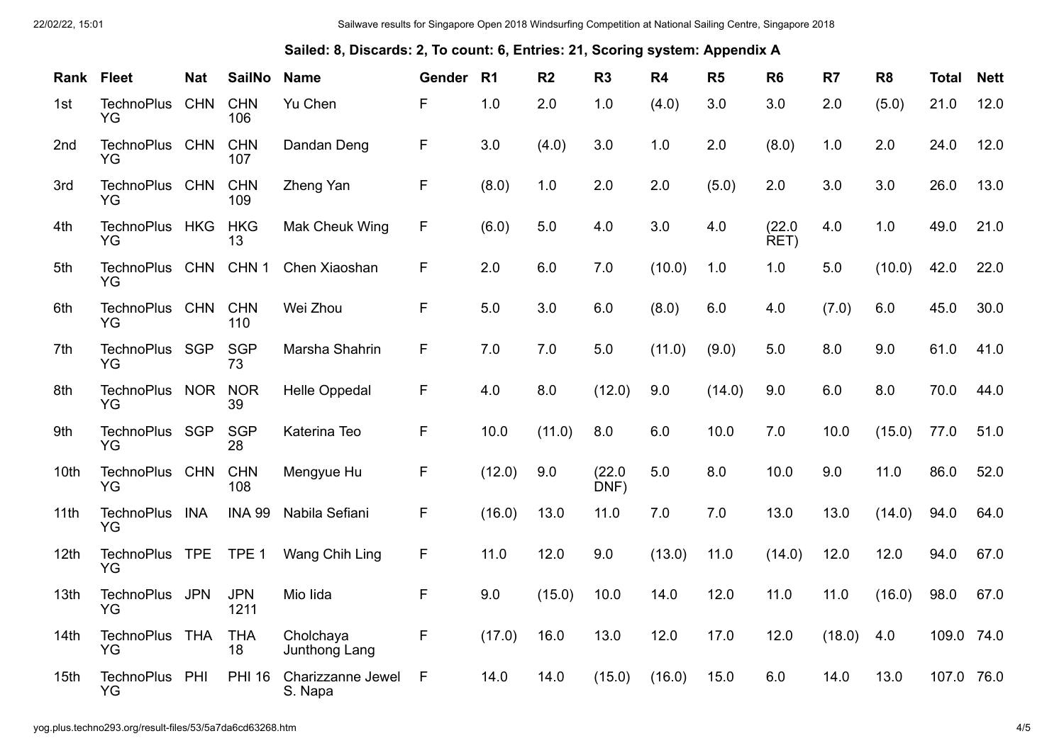**Sailed: 8, Discards: 2, To count: 6, Entries: 21, Scoring system: Appendix A**

| Rank | Fleet | Nat | SailNo | Name | Gender | R1 | R2 | R3 | R4 | R5 | R6 | R7 | R8 | Total | Nett |
|---|---|---|---|---|---|---|---|---|---|---|---|---|---|---|---|
| 1st | TechnoPlus YG | CHN | CHN 106 | Yu Chen | F | 1.0 | 2.0 | 1.0 | (4.0) | 3.0 | 3.0 | 2.0 | (5.0) | 21.0 | 12.0 |
| 2nd | TechnoPlus YG | CHN | CHN 107 | Dandan Deng | F | 3.0 | (4.0) | 3.0 | 1.0 | 2.0 | (8.0) | 1.0 | 2.0 | 24.0 | 12.0 |
| 3rd | TechnoPlus YG | CHN | CHN 109 | Zheng Yan | F | (8.0) | 1.0 | 2.0 | 2.0 | (5.0) | 2.0 | 3.0 | 3.0 | 26.0 | 13.0 |
| 4th | TechnoPlus YG | HKG | HKG 13 | Mak Cheuk Wing | F | (6.0) | 5.0 | 4.0 | 3.0 | 4.0 | (22.0 RET) | 4.0 | 1.0 | 49.0 | 21.0 |
| 5th | TechnoPlus YG | CHN | CHN 1 | Chen Xiaoshan | F | 2.0 | 6.0 | 7.0 | (10.0) | 1.0 | 1.0 | 5.0 | (10.0) | 42.0 | 22.0 |
| 6th | TechnoPlus YG | CHN | CHN 110 | Wei Zhou | F | 5.0 | 3.0 | 6.0 | (8.0) | 6.0 | 4.0 | (7.0) | 6.0 | 45.0 | 30.0 |
| 7th | TechnoPlus YG | SGP | SGP 73 | Marsha Shahrin | F | 7.0 | 7.0 | 5.0 | (11.0) | (9.0) | 5.0 | 8.0 | 9.0 | 61.0 | 41.0 |
| 8th | TechnoPlus YG | NOR | NOR 39 | Helle Oppedal | F | 4.0 | 8.0 | (12.0) | 9.0 | (14.0) | 9.0 | 6.0 | 8.0 | 70.0 | 44.0 |
| 9th | TechnoPlus YG | SGP | SGP 28 | Katerina Teo | F | 10.0 | (11.0) | 8.0 | 6.0 | 10.0 | 7.0 | 10.0 | (15.0) | 77.0 | 51.0 |
| 10th | TechnoPlus YG | CHN | CHN 108 | Mengyue Hu | F | (12.0) | 9.0 | (22.0 DNF) | 5.0 | 8.0 | 10.0 | 9.0 | 11.0 | 86.0 | 52.0 |
| 11th | TechnoPlus YG | INA | INA 99 | Nabila Sefiani | F | (16.0) | 13.0 | 11.0 | 7.0 | 7.0 | 13.0 | 13.0 | (14.0) | 94.0 | 64.0 |
| 12th | TechnoPlus YG | TPE | TPE 1 | Wang Chih Ling | F | 11.0 | 12.0 | 9.0 | (13.0) | 11.0 | (14.0) | 12.0 | 12.0 | 94.0 | 67.0 |
| 13th | TechnoPlus YG | JPN | JPN 1211 | Mio Iida | F | 9.0 | (15.0) | 10.0 | 14.0 | 12.0 | 11.0 | 11.0 | (16.0) | 98.0 | 67.0 |
| 14th | TechnoPlus YG | THA | THA 18 | Cholchaya Junthong Lang | F | (17.0) | 16.0 | 13.0 | 12.0 | 17.0 | 12.0 | (18.0) | 4.0 | 109.0 | 74.0 |
| 15th | TechnoPlus YG | PHI | PHI 16 | Charizzanne Jewel S. Napa | F | 14.0 | 14.0 | (15.0) | (16.0) | 15.0 | 6.0 | 14.0 | 13.0 | 107.0 | 76.0 |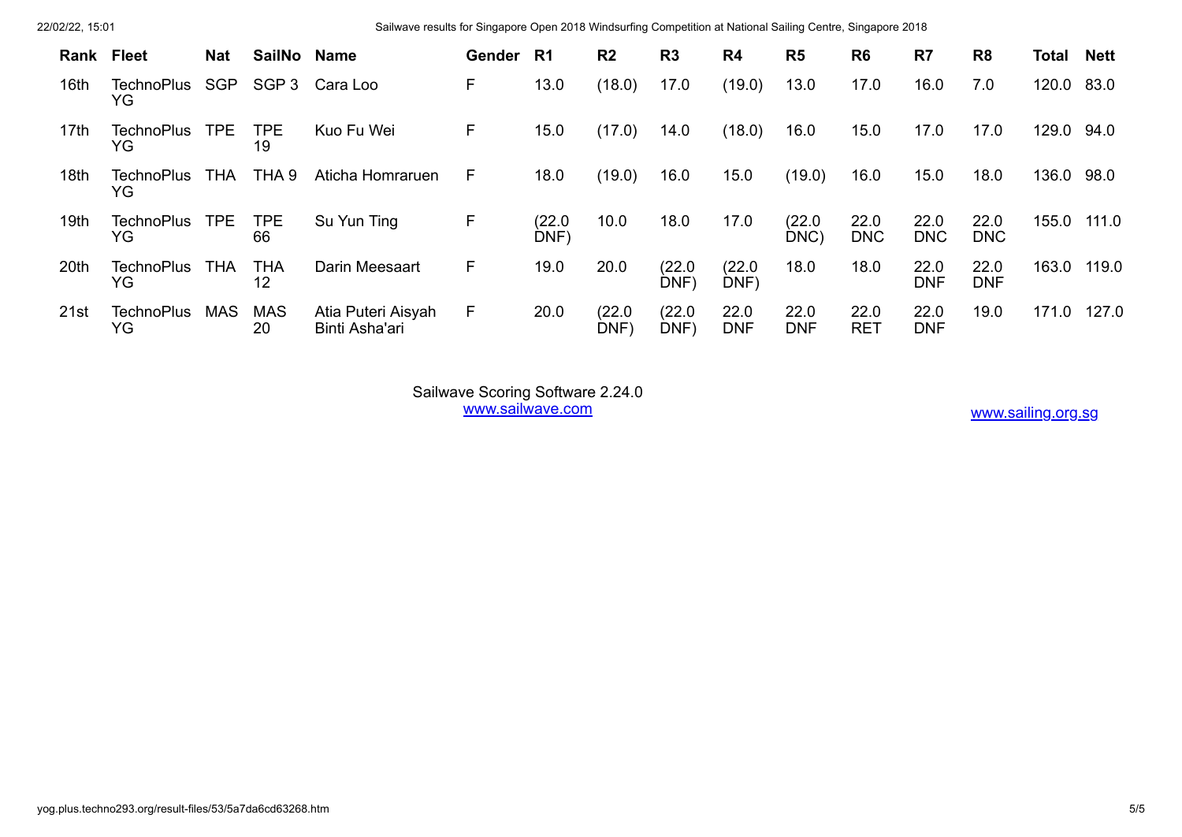| Rank | Fleet | Nat | SailNo | Name | Gender | R1 | R2 | R3 | R4 | R5 | R6 | R7 | R8 | Total | Nett |
|---|---|---|---|---|---|---|---|---|---|---|---|---|---|---|---|
| 16th | TechnoPlus YG | SGP | SGP 3 | Cara Loo | F | 13.0 | (18.0) | 17.0 | (19.0) | 13.0 | 17.0 | 16.0 | 7.0 | 120.0 | 83.0 |
| 17th | TechnoPlus YG | TPE | TPE 19 | Kuo Fu Wei | F | 15.0 | (17.0) | 14.0 | (18.0) | 16.0 | 15.0 | 17.0 | 17.0 | 129.0 | 94.0 |
| 18th | TechnoPlus YG | THA | THA 9 | Aticha Homraruen | F | 18.0 | (19.0) | 16.0 | 15.0 | (19.0) | 16.0 | 15.0 | 18.0 | 136.0 | 98.0 |
| 19th | TechnoPlus YG | TPE | TPE 66 | Su Yun Ting | F | (22.0 DNF) | 10.0 | 18.0 | 17.0 | (22.0 DNC) | 22.0 DNC | 22.0 DNC | 22.0 DNC | 155.0 | 111.0 |
| 20th | TechnoPlus YG | THA | THA 12 | Darin Meesaart | F | 19.0 | 20.0 | (22.0 DNF) | (22.0 DNF) | 18.0 | 18.0 | 22.0 DNF | 22.0 DNF | 163.0 | 119.0 |
| 21st | TechnoPlus YG | MAS | MAS 20 | Atia Puteri Aisyah Binti Asha'ari | F | 20.0 | (22.0 DNF) | (22.0 DNF) | 22.0 DNF | 22.0 DNF | 22.0 RET | 22.0 DNF | 19.0 | 171.0 | 127.0 |

Sailwave Scoring Software 2.24.0
www.sailwave.com

www.sailing.org.sg